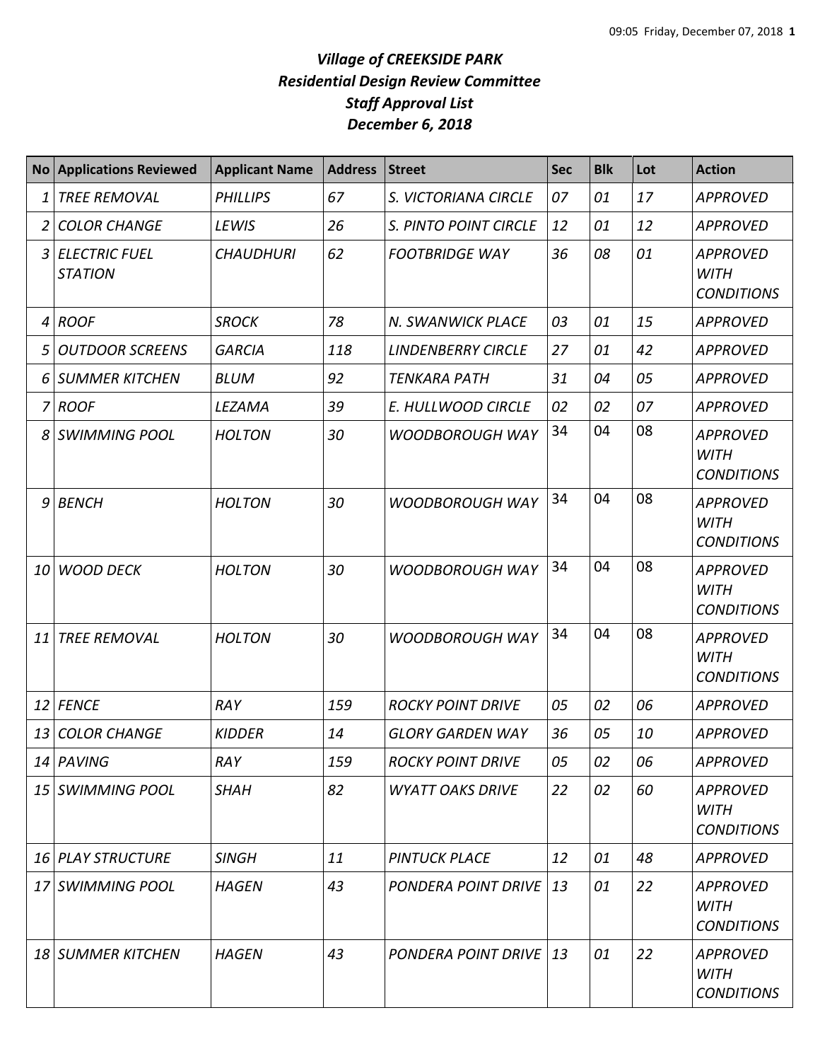# *Village of CREEKSIDE PARK*
## *Residential Design Review Committee*
## *Staff Approval List*
## *December 6, 2018*

| No | Applications Reviewed | Applicant Name | Address | Street | Sec | Blk | Lot | Action |
|---|---|---|---|---|---|---|---|---|
| 1 | TREE REMOVAL | PHILLIPS | 67 | S. VICTORIANA CIRCLE | 07 | 01 | 17 | APPROVED |
| 2 | COLOR CHANGE | LEWIS | 26 | S. PINTO POINT CIRCLE | 12 | 01 | 12 | APPROVED |
| 3 | ELECTRIC FUEL STATION | CHAUDHURI | 62 | FOOTBRIDGE WAY | 36 | 08 | 01 | APPROVED WITH CONDITIONS |
| 4 | ROOF | SROCK | 78 | N. SWANWICK PLACE | 03 | 01 | 15 | APPROVED |
| 5 | OUTDOOR SCREENS | GARCIA | 118 | LINDENBERRY CIRCLE | 27 | 01 | 42 | APPROVED |
| 6 | SUMMER KITCHEN | BLUM | 92 | TENKARA PATH | 31 | 04 | 05 | APPROVED |
| 7 | ROOF | LEZAMA | 39 | E. HULLWOOD CIRCLE | 02 | 02 | 07 | APPROVED |
| 8 | SWIMMING POOL | HOLTON | 30 | WOODBOROUGH WAY | 34 | 04 | 08 | APPROVED WITH CONDITIONS |
| 9 | BENCH | HOLTON | 30 | WOODBOROUGH WAY | 34 | 04 | 08 | APPROVED WITH CONDITIONS |
| 10 | WOOD DECK | HOLTON | 30 | WOODBOROUGH WAY | 34 | 04 | 08 | APPROVED WITH CONDITIONS |
| 11 | TREE REMOVAL | HOLTON | 30 | WOODBOROUGH WAY | 34 | 04 | 08 | APPROVED WITH CONDITIONS |
| 12 | FENCE | RAY | 159 | ROCKY POINT DRIVE | 05 | 02 | 06 | APPROVED |
| 13 | COLOR CHANGE | KIDDER | 14 | GLORY GARDEN WAY | 36 | 05 | 10 | APPROVED |
| 14 | PAVING | RAY | 159 | ROCKY POINT DRIVE | 05 | 02 | 06 | APPROVED |
| 15 | SWIMMING POOL | SHAH | 82 | WYATT OAKS DRIVE | 22 | 02 | 60 | APPROVED WITH CONDITIONS |
| 16 | PLAY STRUCTURE | SINGH | 11 | PINTUCK PLACE | 12 | 01 | 48 | APPROVED |
| 17 | SWIMMING POOL | HAGEN | 43 | PONDERA POINT DRIVE | 13 | 01 | 22 | APPROVED WITH CONDITIONS |
| 18 | SUMMER KITCHEN | HAGEN | 43 | PONDERA POINT DRIVE | 13 | 01 | 22 | APPROVED WITH CONDITIONS |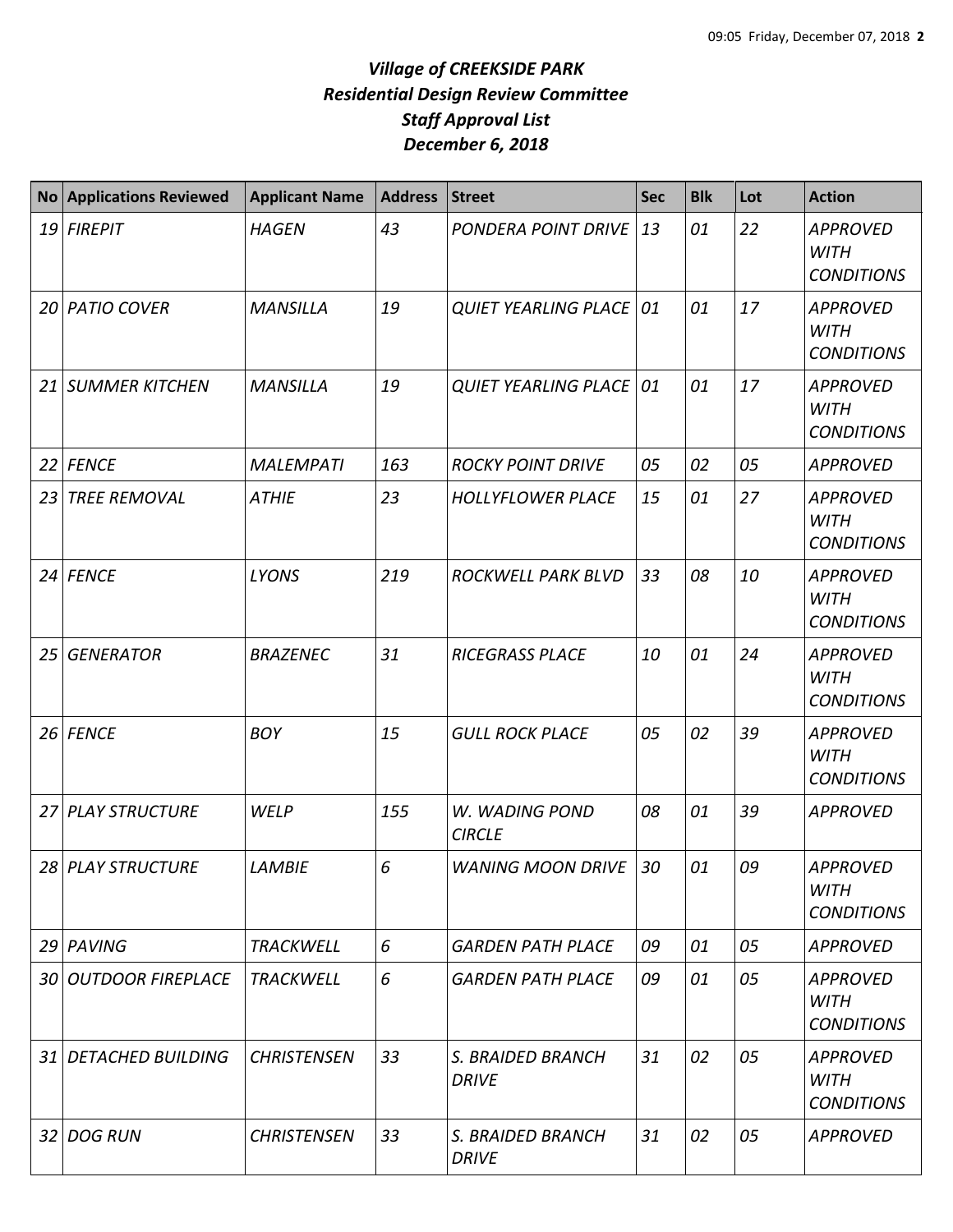# *Village of CREEKSIDE PARK*
## *Residential Design Review Committee*
## *Staff Approval List*
## *December 6, 2018*

| No | Applications Reviewed | Applicant Name | Address | Street | Sec | Blk | Lot | Action |
|---|---|---|---|---|---|---|---|---|
| 19 | FIREPIT | HAGEN | 43 | PONDERA POINT DRIVE | 13 | 01 | 22 | APPROVED WITH CONDITIONS |
| 20 | PATIO COVER | MANSILLA | 19 | QUIET YEARLING PLACE | 01 | 01 | 17 | APPROVED WITH CONDITIONS |
| 21 | SUMMER KITCHEN | MANSILLA | 19 | QUIET YEARLING PLACE | 01 | 01 | 17 | APPROVED WITH CONDITIONS |
| 22 | FENCE | MALEMPATI | 163 | ROCKY POINT DRIVE | 05 | 02 | 05 | APPROVED |
| 23 | TREE REMOVAL | ATHIE | 23 | HOLLYFLOWER PLACE | 15 | 01 | 27 | APPROVED WITH CONDITIONS |
| 24 | FENCE | LYONS | 219 | ROCKWELL PARK BLVD | 33 | 08 | 10 | APPROVED WITH CONDITIONS |
| 25 | GENERATOR | BRAZENEC | 31 | RICEGRASS PLACE | 10 | 01 | 24 | APPROVED WITH CONDITIONS |
| 26 | FENCE | BOY | 15 | GULL ROCK PLACE | 05 | 02 | 39 | APPROVED WITH CONDITIONS |
| 27 | PLAY STRUCTURE | WELP | 155 | W. WADING POND CIRCLE | 08 | 01 | 39 | APPROVED |
| 28 | PLAY STRUCTURE | LAMBIE | 6 | WANING MOON DRIVE | 30 | 01 | 09 | APPROVED WITH CONDITIONS |
| 29 | PAVING | TRACKWELL | 6 | GARDEN PATH PLACE | 09 | 01 | 05 | APPROVED |
| 30 | OUTDOOR FIREPLACE | TRACKWELL | 6 | GARDEN PATH PLACE | 09 | 01 | 05 | APPROVED WITH CONDITIONS |
| 31 | DETACHED BUILDING | CHRISTENSEN | 33 | S. BRAIDED BRANCH DRIVE | 31 | 02 | 05 | APPROVED WITH CONDITIONS |
| 32 | DOG RUN | CHRISTENSEN | 33 | S. BRAIDED BRANCH DRIVE | 31 | 02 | 05 | APPROVED |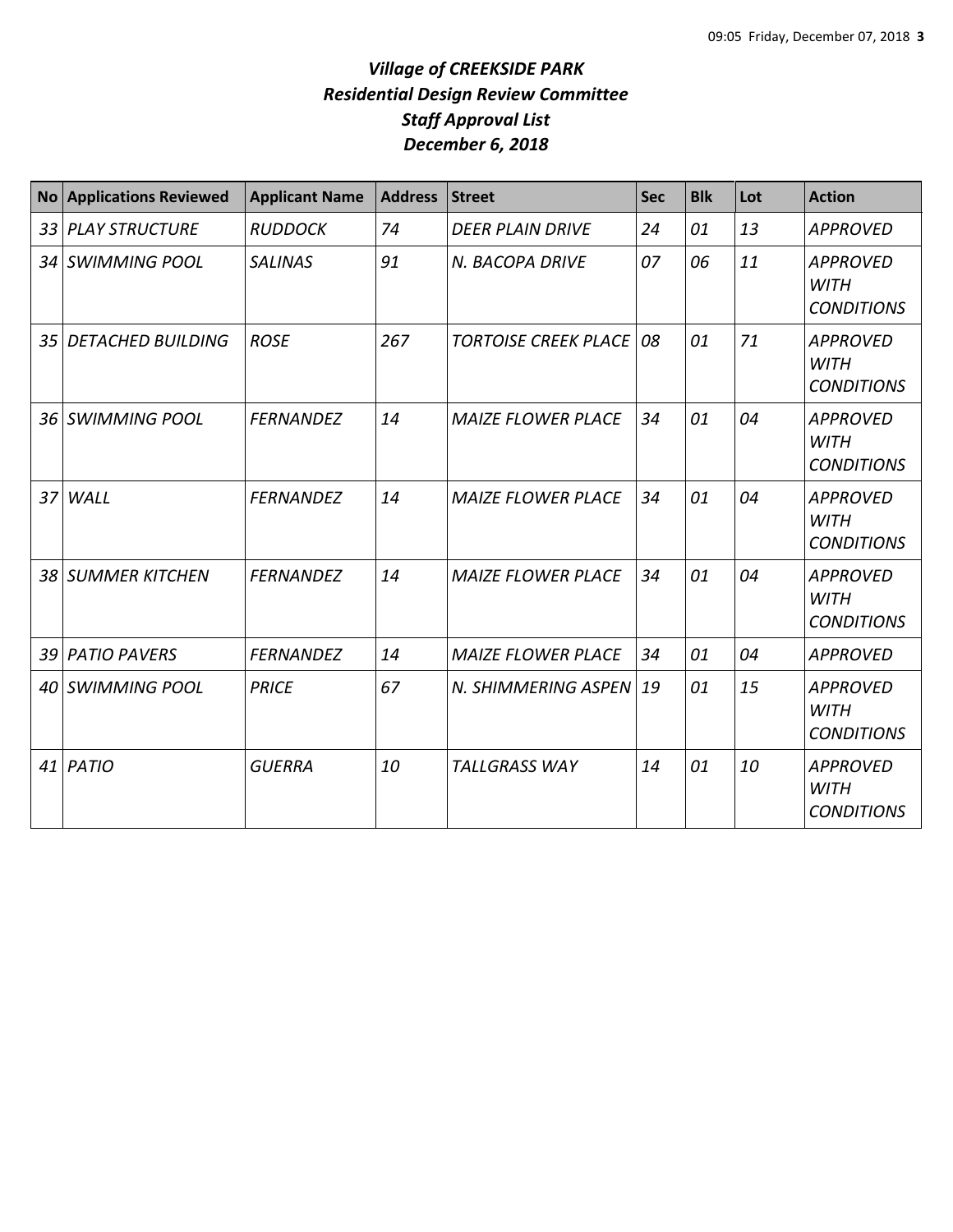# *Village of CREEKSIDE PARK*
# *Residential Design Review Committee*
# *Staff Approval List*
# *December 6, 2018*

| No | Applications Reviewed | Applicant Name | Address | Street | Sec | Blk | Lot | Action |
|---|---|---|---|---|---|---|---|---|
| 33 | PLAY STRUCTURE | RUDDOCK | 74 | DEER PLAIN DRIVE | 24 | 01 | 13 | APPROVED |
| 34 | SWIMMING POOL | SALINAS | 91 | N. BACOPA DRIVE | 07 | 06 | 11 | APPROVED WITH CONDITIONS |
| 35 | DETACHED BUILDING | ROSE | 267 | TORTOISE CREEK PLACE | 08 | 01 | 71 | APPROVED WITH CONDITIONS |
| 36 | SWIMMING POOL | FERNANDEZ | 14 | MAIZE FLOWER PLACE | 34 | 01 | 04 | APPROVED WITH CONDITIONS |
| 37 | WALL | FERNANDEZ | 14 | MAIZE FLOWER PLACE | 34 | 01 | 04 | APPROVED WITH CONDITIONS |
| 38 | SUMMER KITCHEN | FERNANDEZ | 14 | MAIZE FLOWER PLACE | 34 | 01 | 04 | APPROVED WITH CONDITIONS |
| 39 | PATIO PAVERS | FERNANDEZ | 14 | MAIZE FLOWER PLACE | 34 | 01 | 04 | APPROVED |
| 40 | SWIMMING POOL | PRICE | 67 | N. SHIMMERING ASPEN | 19 | 01 | 15 | APPROVED WITH CONDITIONS |
| 41 | PATIO | GUERRA | 10 | TALLGRASS WAY | 14 | 01 | 10 | APPROVED WITH CONDITIONS |